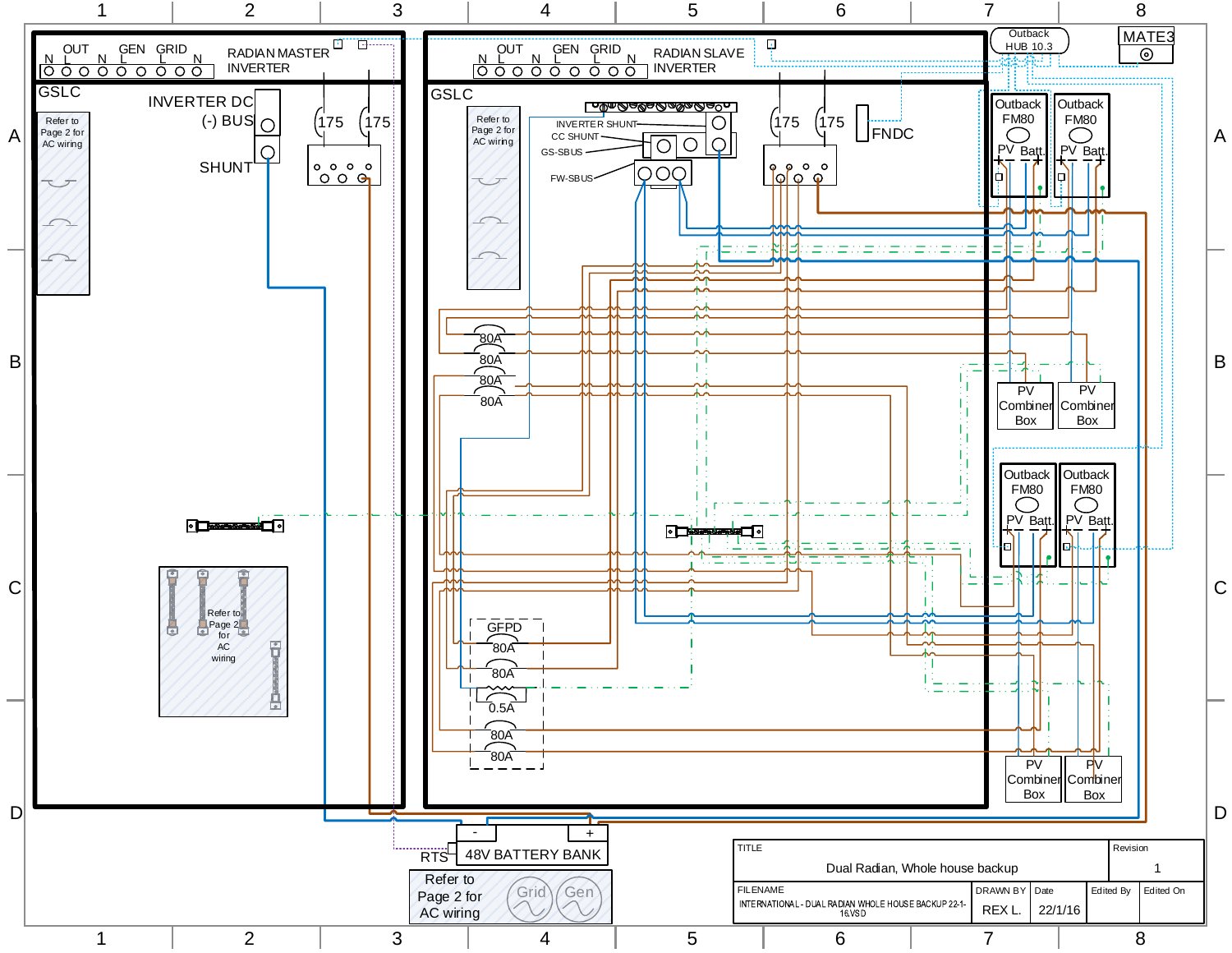RADIAN MASTER INVERTER

OUT N L GEN L N GRID L N

GSLC

Refer to Page 2 for AC wiring

INVERTER DC (-) BUS

SHUNT

175 175

RADIAN SLAVE INVERTER

OUT N L GEN L N GRID L N

GSLC

Refer to Page 2 for AC wiring

INVERTER SHUNT

CC SHUNT

GS-SBUS

FW-SBUS

175 175

FNDC

Outback HUB 10.3

MATE3

Outback FM80 PV Batt.

Outback FM80 PV Batt.

PV Combiner Box

PV Combiner Box

Outback FM80 PV Batt.

Outback FM80 PV Batt.

PV Combiner Box

PV Combiner Box

80A 80A 80A 80A

GFPD 80A 80A 0.5A 80A 80A

Refer to Page 2 for AC wiring

RTS

- +

48V BATTERY BANK

Refer to Page 2 for AC wiring

Grid Gen

| TITLE | | | | | Revision |
|---|---|---|---|---|---|
| Dual Radian, Whole house backup | | | | | 1 |
| FILENAME | DRAWN BY | Date | Edited By | Edited On | |
| INTERNATIONAL - DUAL RADIAN WHOLE HOUSE BACKUP 22-1-16.VSD | REX L. | 22/1/16 | | | |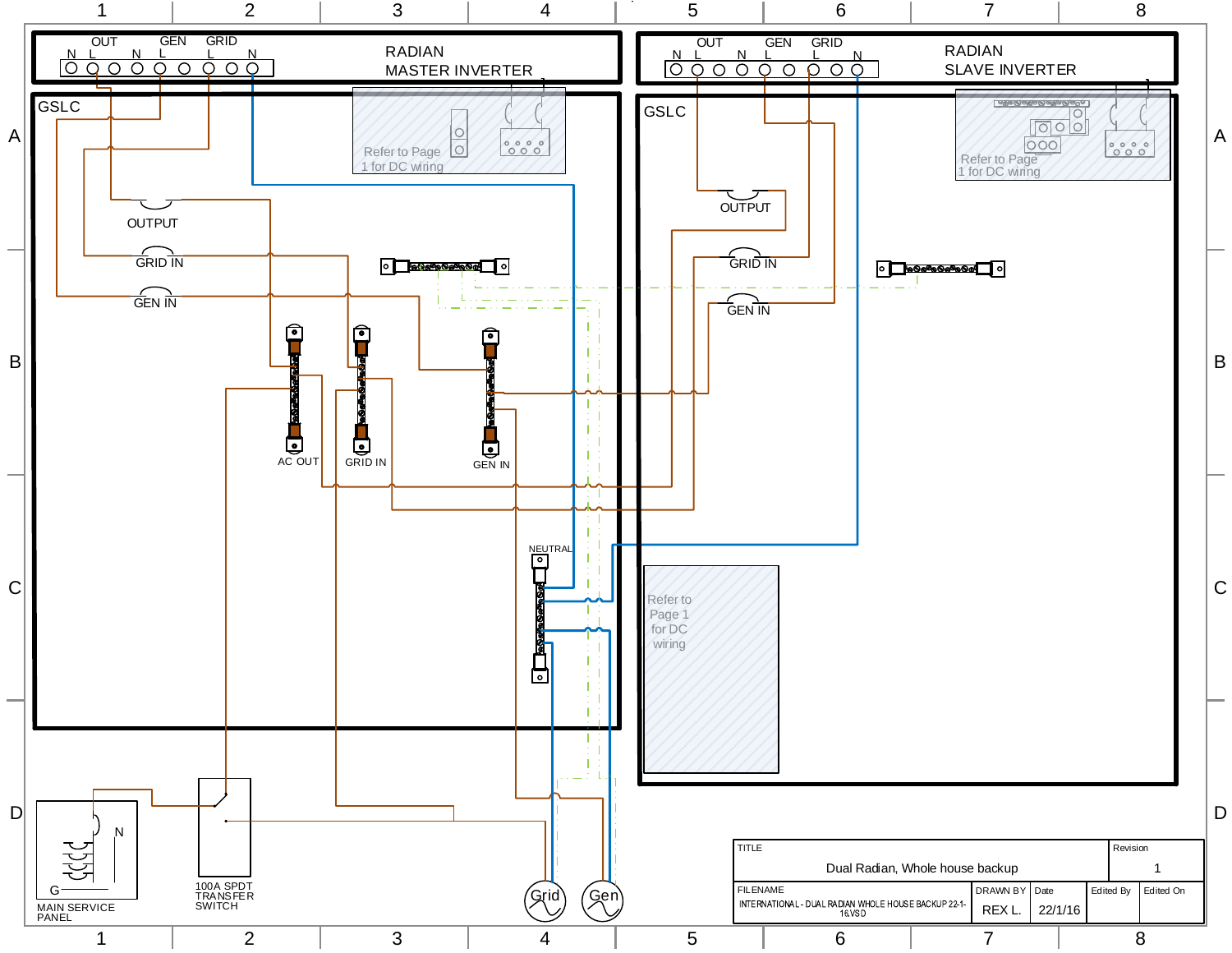RADIAN MASTER INVERTER

OUT GEN GRID

N L N L L N

GSLC

Refer to Page 1 for DC wiring

OUTPUT

GRID IN

GEN IN

AC OUT

GRID IN

GEN IN

NEUTRAL

RADIAN SLAVE INVERTER

OUT GEN GRID

N L N L L N

GSLC

Refer to Page 1 for DC wiring

OUTPUT

GRID IN

GEN IN

Refer to Page 1 for DC wiring

N

G

MAIN SERVICE PANEL

100A SPDT TRANSFER SWITCH

Grid

Gen

| TITLE | | | | | Revision |
|---|---|---|---|---|---|
| Dual Radian, Whole house backup | | | | | 1 |
| FILENAME | DRAWN BY | Date | Edited By | Edited On | |
| INTERNATIONAL - DUAL RADIAN WHOLE HOUSE BACKUP 22-1-16.VSD | REX L. | 22/1/16 | | | |